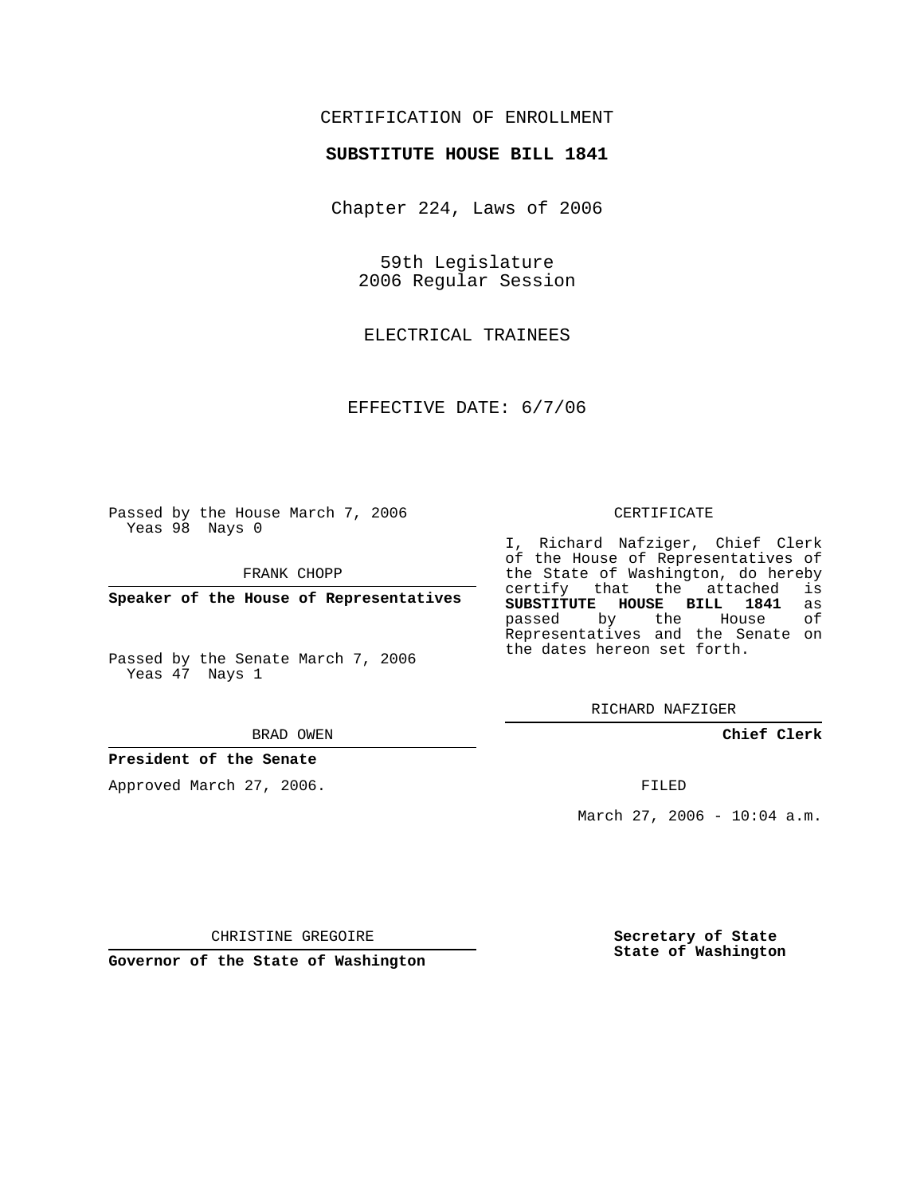CERTIFICATION OF ENROLLMENT

**SUBSTITUTE HOUSE BILL 1841**

Chapter 224, Laws of 2006

59th Legislature
2006 Regular Session

ELECTRICAL TRAINEES

EFFECTIVE DATE: 6/7/06

Passed by the House March 7, 2006
Yeas 98 Nays 0

FRANK CHOPP

**Speaker of the House of Representatives**

Passed by the Senate March 7, 2006
Yeas 47 Nays 1

BRAD OWEN

**President of the Senate**

Approved March 27, 2006.

CHRISTINE GREGOIRE

**Governor of the State of Washington**

CERTIFICATE

I, Richard Nafziger, Chief Clerk of the House of Representatives of the State of Washington, do hereby certify that the attached is **SUBSTITUTE HOUSE BILL 1841** as passed by the House of Representatives and the Senate on the dates hereon set forth.

RICHARD NAFZIGER

**Chief Clerk**

FILED

March 27, 2006 - 10:04 a.m.

**Secretary of State**
**State of Washington**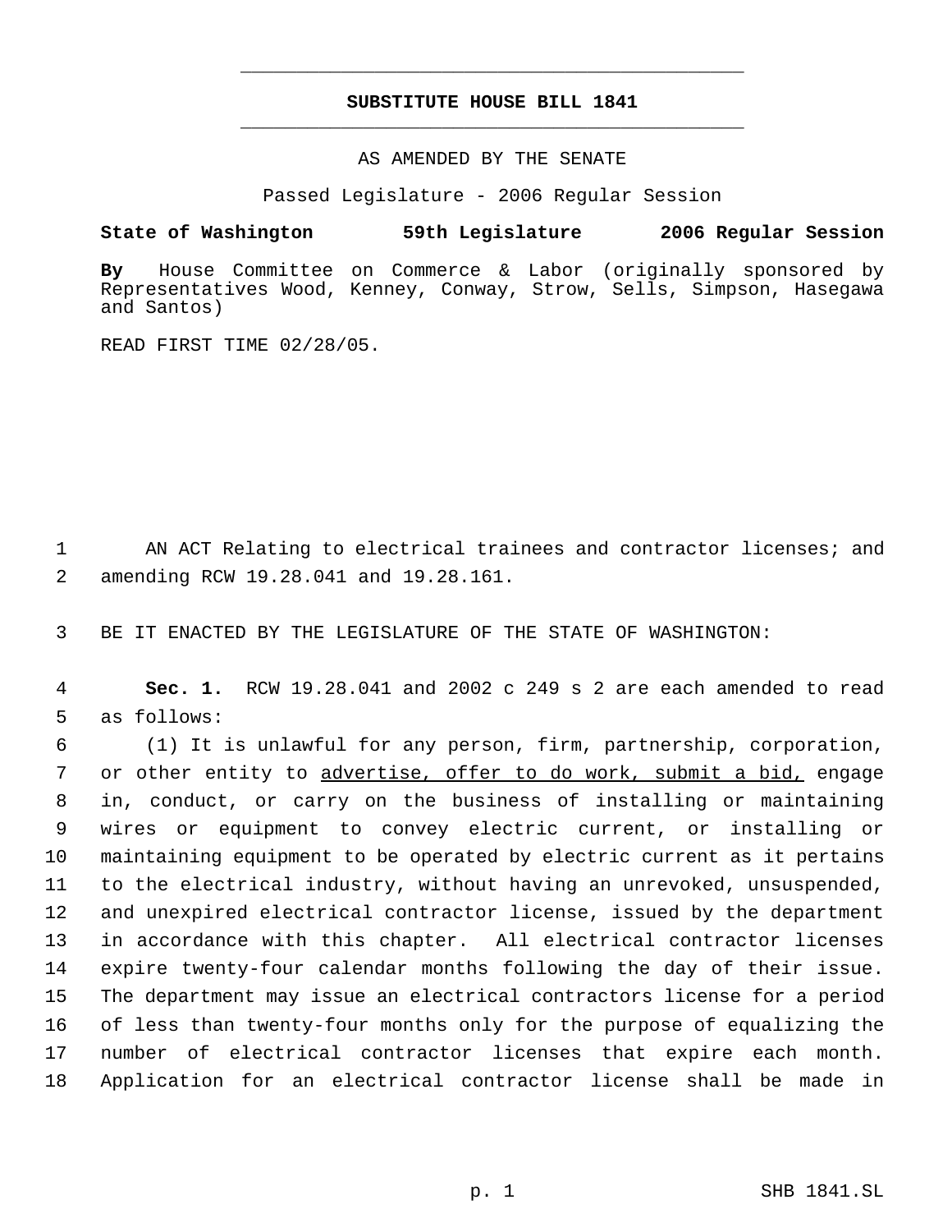**SUBSTITUTE HOUSE BILL 1841**

AS AMENDED BY THE SENATE

Passed Legislature - 2006 Regular Session

**State of Washington 59th Legislature 2006 Regular Session**

**By** House Committee on Commerce & Labor (originally sponsored by Representatives Wood, Kenney, Conway, Strow, Sells, Simpson, Hasegawa and Santos)

READ FIRST TIME 02/28/05.

AN ACT Relating to electrical trainees and contractor licenses; and amending RCW 19.28.041 and 19.28.161.

BE IT ENACTED BY THE LEGISLATURE OF THE STATE OF WASHINGTON:

**Sec. 1.** RCW 19.28.041 and 2002 c 249 s 2 are each amended to read as follows:

(1) It is unlawful for any person, firm, partnership, corporation, or other entity to advertise, offer to do work, submit a bid, engage in, conduct, or carry on the business of installing or maintaining wires or equipment to convey electric current, or installing or maintaining equipment to be operated by electric current as it pertains to the electrical industry, without having an unrevoked, unsuspended, and unexpired electrical contractor license, issued by the department in accordance with this chapter. All electrical contractor licenses expire twenty-four calendar months following the day of their issue. The department may issue an electrical contractors license for a period of less than twenty-four months only for the purpose of equalizing the number of electrical contractor licenses that expire each month. Application for an electrical contractor license shall be made in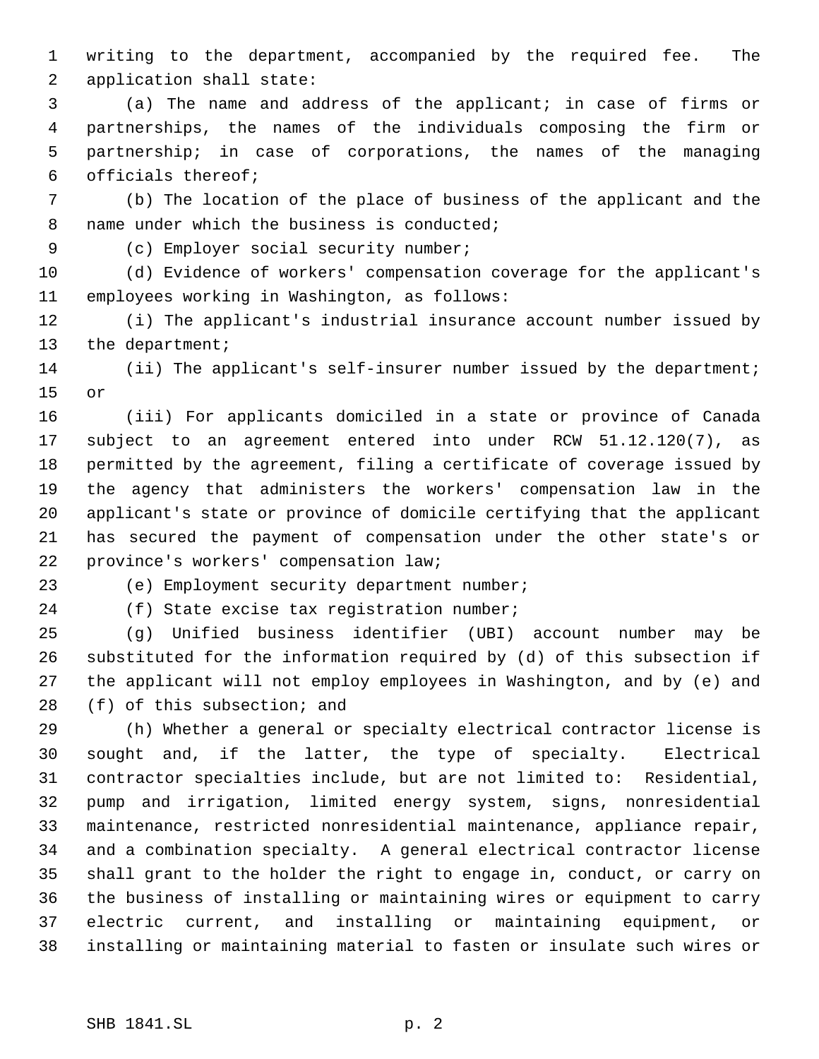writing to the department, accompanied by the required fee. The application shall state:

(a) The name and address of the applicant; in case of firms or partnerships, the names of the individuals composing the firm or partnership; in case of corporations, the names of the managing officials thereof;

(b) The location of the place of business of the applicant and the name under which the business is conducted;

(c) Employer social security number;

(d) Evidence of workers' compensation coverage for the applicant's employees working in Washington, as follows:

(i) The applicant's industrial insurance account number issued by the department;

(ii) The applicant's self-insurer number issued by the department; or

(iii) For applicants domiciled in a state or province of Canada subject to an agreement entered into under RCW 51.12.120(7), as permitted by the agreement, filing a certificate of coverage issued by the agency that administers the workers' compensation law in the applicant's state or province of domicile certifying that the applicant has secured the payment of compensation under the other state's or province's workers' compensation law;

(e) Employment security department number;

(f) State excise tax registration number;

(g) Unified business identifier (UBI) account number may be substituted for the information required by (d) of this subsection if the applicant will not employ employees in Washington, and by (e) and (f) of this subsection; and

(h) Whether a general or specialty electrical contractor license is sought and, if the latter, the type of specialty. Electrical contractor specialties include, but are not limited to: Residential, pump and irrigation, limited energy system, signs, nonresidential maintenance, restricted nonresidential maintenance, appliance repair, and a combination specialty. A general electrical contractor license shall grant to the holder the right to engage in, conduct, or carry on the business of installing or maintaining wires or equipment to carry electric current, and installing or maintaining equipment, or installing or maintaining material to fasten or insulate such wires or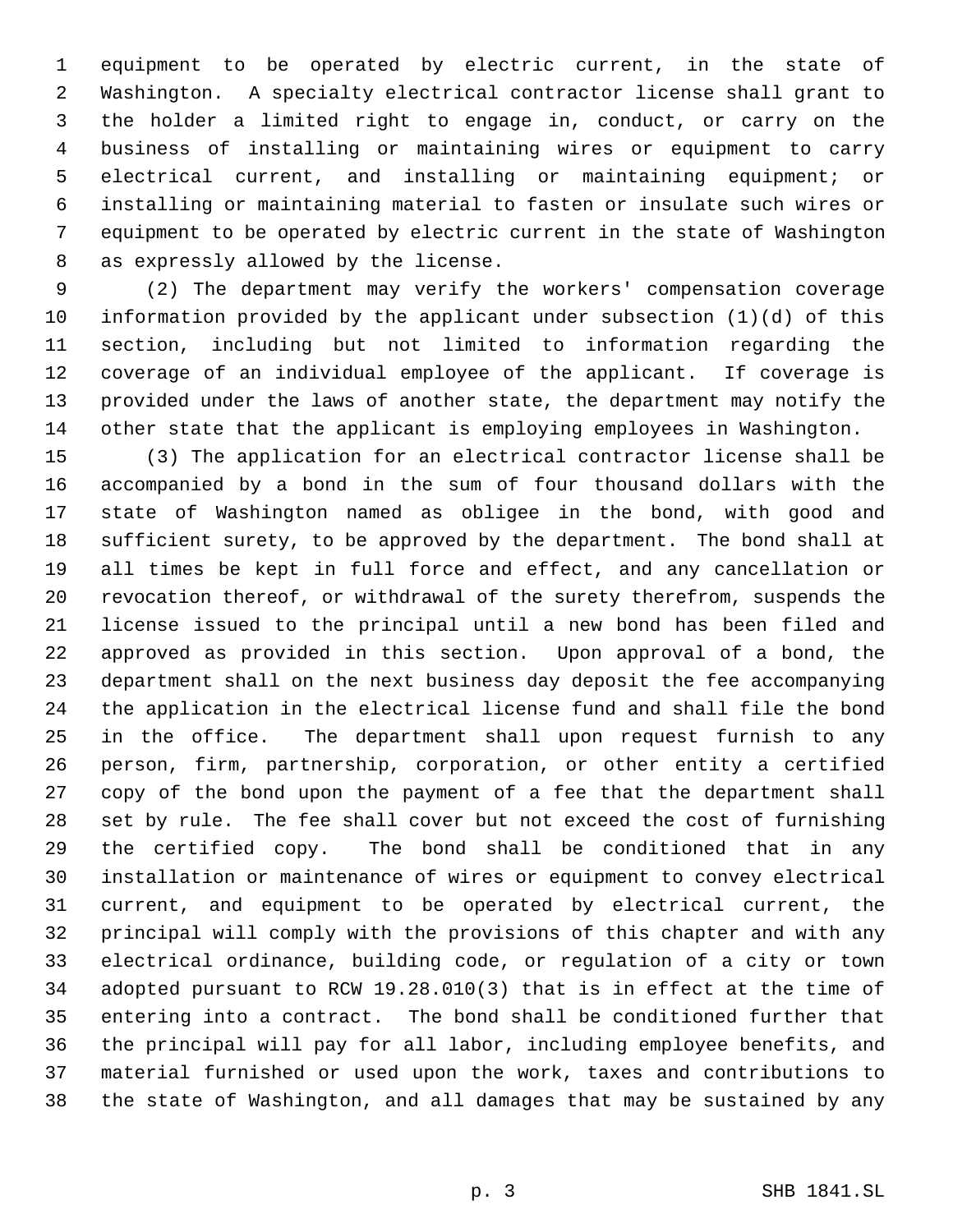equipment to be operated by electric current, in the state of Washington. A specialty electrical contractor license shall grant to the holder a limited right to engage in, conduct, or carry on the business of installing or maintaining wires or equipment to carry electrical current, and installing or maintaining equipment; or installing or maintaining material to fasten or insulate such wires or equipment to be operated by electric current in the state of Washington as expressly allowed by the license.

(2) The department may verify the workers' compensation coverage information provided by the applicant under subsection (1)(d) of this section, including but not limited to information regarding the coverage of an individual employee of the applicant. If coverage is provided under the laws of another state, the department may notify the other state that the applicant is employing employees in Washington.

(3) The application for an electrical contractor license shall be accompanied by a bond in the sum of four thousand dollars with the state of Washington named as obligee in the bond, with good and sufficient surety, to be approved by the department. The bond shall at all times be kept in full force and effect, and any cancellation or revocation thereof, or withdrawal of the surety therefrom, suspends the license issued to the principal until a new bond has been filed and approved as provided in this section. Upon approval of a bond, the department shall on the next business day deposit the fee accompanying the application in the electrical license fund and shall file the bond in the office. The department shall upon request furnish to any person, firm, partnership, corporation, or other entity a certified copy of the bond upon the payment of a fee that the department shall set by rule. The fee shall cover but not exceed the cost of furnishing the certified copy. The bond shall be conditioned that in any installation or maintenance of wires or equipment to convey electrical current, and equipment to be operated by electrical current, the principal will comply with the provisions of this chapter and with any electrical ordinance, building code, or regulation of a city or town adopted pursuant to RCW 19.28.010(3) that is in effect at the time of entering into a contract. The bond shall be conditioned further that the principal will pay for all labor, including employee benefits, and material furnished or used upon the work, taxes and contributions to the state of Washington, and all damages that may be sustained by any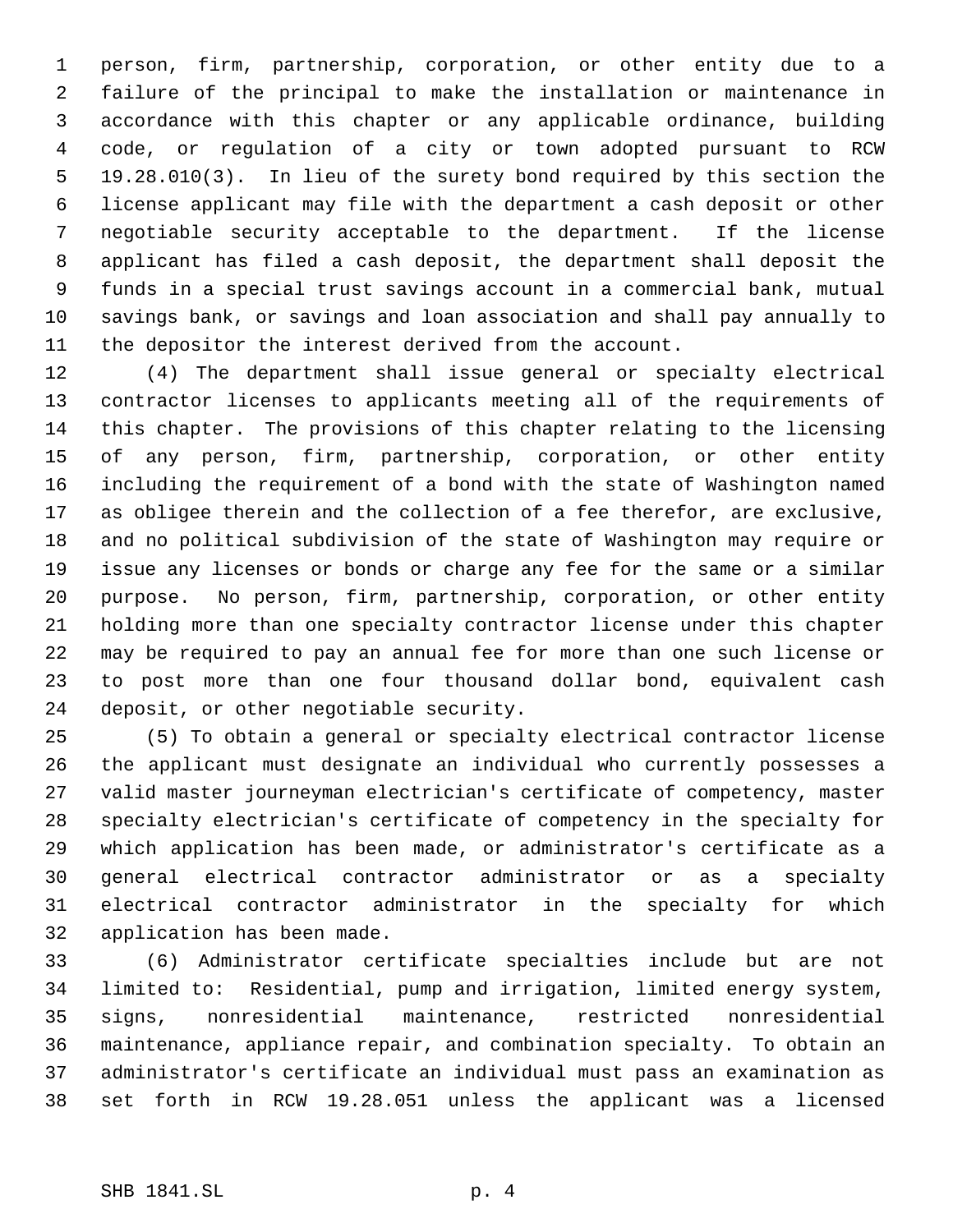person, firm, partnership, corporation, or other entity due to a failure of the principal to make the installation or maintenance in accordance with this chapter or any applicable ordinance, building code, or regulation of a city or town adopted pursuant to RCW 19.28.010(3). In lieu of the surety bond required by this section the license applicant may file with the department a cash deposit or other negotiable security acceptable to the department. If the license applicant has filed a cash deposit, the department shall deposit the funds in a special trust savings account in a commercial bank, mutual savings bank, or savings and loan association and shall pay annually to the depositor the interest derived from the account.

(4) The department shall issue general or specialty electrical contractor licenses to applicants meeting all of the requirements of this chapter. The provisions of this chapter relating to the licensing of any person, firm, partnership, corporation, or other entity including the requirement of a bond with the state of Washington named as obligee therein and the collection of a fee therefor, are exclusive, and no political subdivision of the state of Washington may require or issue any licenses or bonds or charge any fee for the same or a similar purpose. No person, firm, partnership, corporation, or other entity holding more than one specialty contractor license under this chapter may be required to pay an annual fee for more than one such license or to post more than one four thousand dollar bond, equivalent cash deposit, or other negotiable security.

(5) To obtain a general or specialty electrical contractor license the applicant must designate an individual who currently possesses a valid master journeyman electrician's certificate of competency, master specialty electrician's certificate of competency in the specialty for which application has been made, or administrator's certificate as a general electrical contractor administrator or as a specialty electrical contractor administrator in the specialty for which application has been made.

(6) Administrator certificate specialties include but are not limited to: Residential, pump and irrigation, limited energy system, signs, nonresidential maintenance, restricted nonresidential maintenance, appliance repair, and combination specialty. To obtain an administrator's certificate an individual must pass an examination as set forth in RCW 19.28.051 unless the applicant was a licensed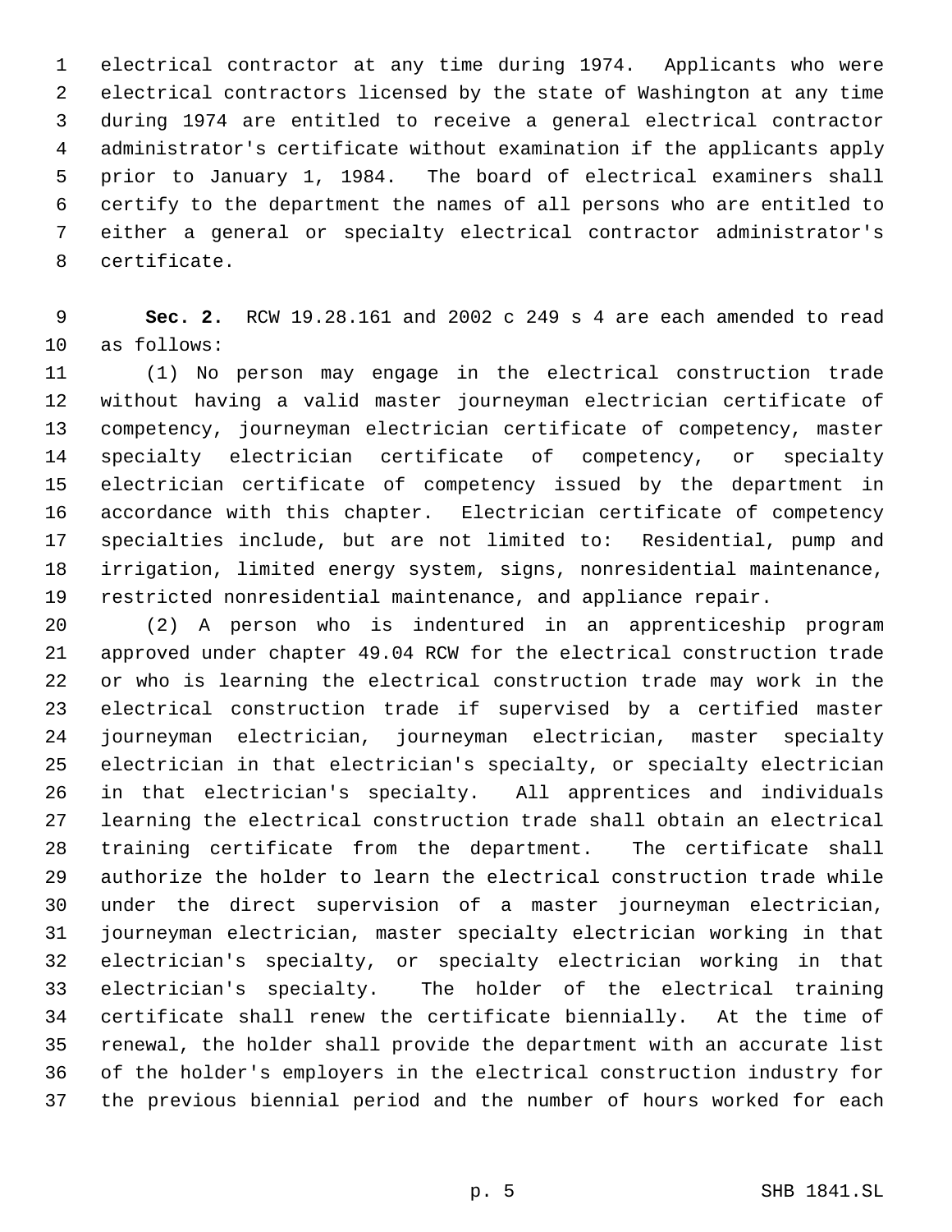electrical contractor at any time during 1974. Applicants who were electrical contractors licensed by the state of Washington at any time during 1974 are entitled to receive a general electrical contractor administrator's certificate without examination if the applicants apply prior to January 1, 1984. The board of electrical examiners shall certify to the department the names of all persons who are entitled to either a general or specialty electrical contractor administrator's certificate.

**Sec. 2.** RCW 19.28.161 and 2002 c 249 s 4 are each amended to read as follows:

(1) No person may engage in the electrical construction trade without having a valid master journeyman electrician certificate of competency, journeyman electrician certificate of competency, master specialty electrician certificate of competency, or specialty electrician certificate of competency issued by the department in accordance with this chapter. Electrician certificate of competency specialties include, but are not limited to: Residential, pump and irrigation, limited energy system, signs, nonresidential maintenance, restricted nonresidential maintenance, and appliance repair.

(2) A person who is indentured in an apprenticeship program approved under chapter 49.04 RCW for the electrical construction trade or who is learning the electrical construction trade may work in the electrical construction trade if supervised by a certified master journeyman electrician, journeyman electrician, master specialty electrician in that electrician's specialty, or specialty electrician in that electrician's specialty. All apprentices and individuals learning the electrical construction trade shall obtain an electrical training certificate from the department. The certificate shall authorize the holder to learn the electrical construction trade while under the direct supervision of a master journeyman electrician, journeyman electrician, master specialty electrician working in that electrician's specialty, or specialty electrician working in that electrician's specialty. The holder of the electrical training certificate shall renew the certificate biennially. At the time of renewal, the holder shall provide the department with an accurate list of the holder's employers in the electrical construction industry for the previous biennial period and the number of hours worked for each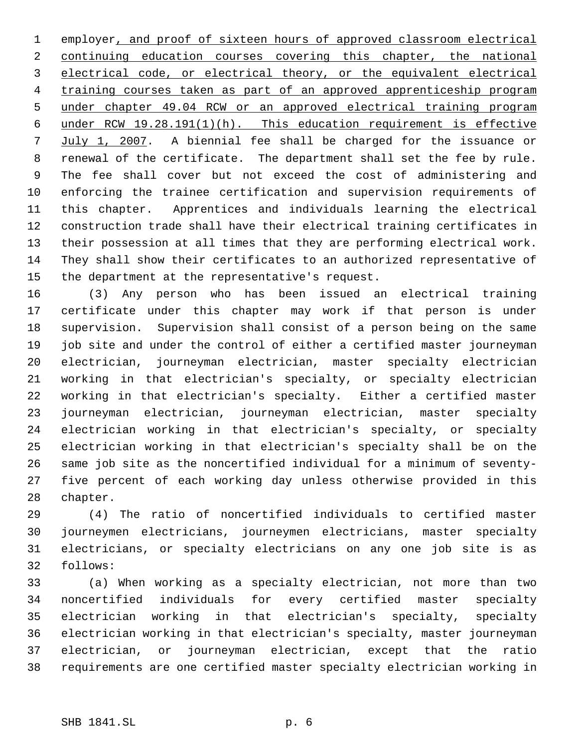employer, and proof of sixteen hours of approved classroom electrical continuing education courses covering this chapter, the national electrical code, or electrical theory, or the equivalent electrical training courses taken as part of an approved apprenticeship program under chapter 49.04 RCW or an approved electrical training program under RCW 19.28.191(1)(h). This education requirement is effective July 1, 2007. A biennial fee shall be charged for the issuance or renewal of the certificate. The department shall set the fee by rule. The fee shall cover but not exceed the cost of administering and enforcing the trainee certification and supervision requirements of this chapter. Apprentices and individuals learning the electrical construction trade shall have their electrical training certificates in their possession at all times that they are performing electrical work. They shall show their certificates to an authorized representative of the department at the representative's request.

(3) Any person who has been issued an electrical training certificate under this chapter may work if that person is under supervision. Supervision shall consist of a person being on the same job site and under the control of either a certified master journeyman electrician, journeyman electrician, master specialty electrician working in that electrician's specialty, or specialty electrician working in that electrician's specialty. Either a certified master journeyman electrician, journeyman electrician, master specialty electrician working in that electrician's specialty, or specialty electrician working in that electrician's specialty shall be on the same job site as the noncertified individual for a minimum of seventy-five percent of each working day unless otherwise provided in this chapter.

(4) The ratio of noncertified individuals to certified master journeymen electricians, journeymen electricians, master specialty electricians, or specialty electricians on any one job site is as follows:

(a) When working as a specialty electrician, not more than two noncertified individuals for every certified master specialty electrician working in that electrician's specialty, specialty electrician working in that electrician's specialty, master journeyman electrician, or journeyman electrician, except that the ratio requirements are one certified master specialty electrician working in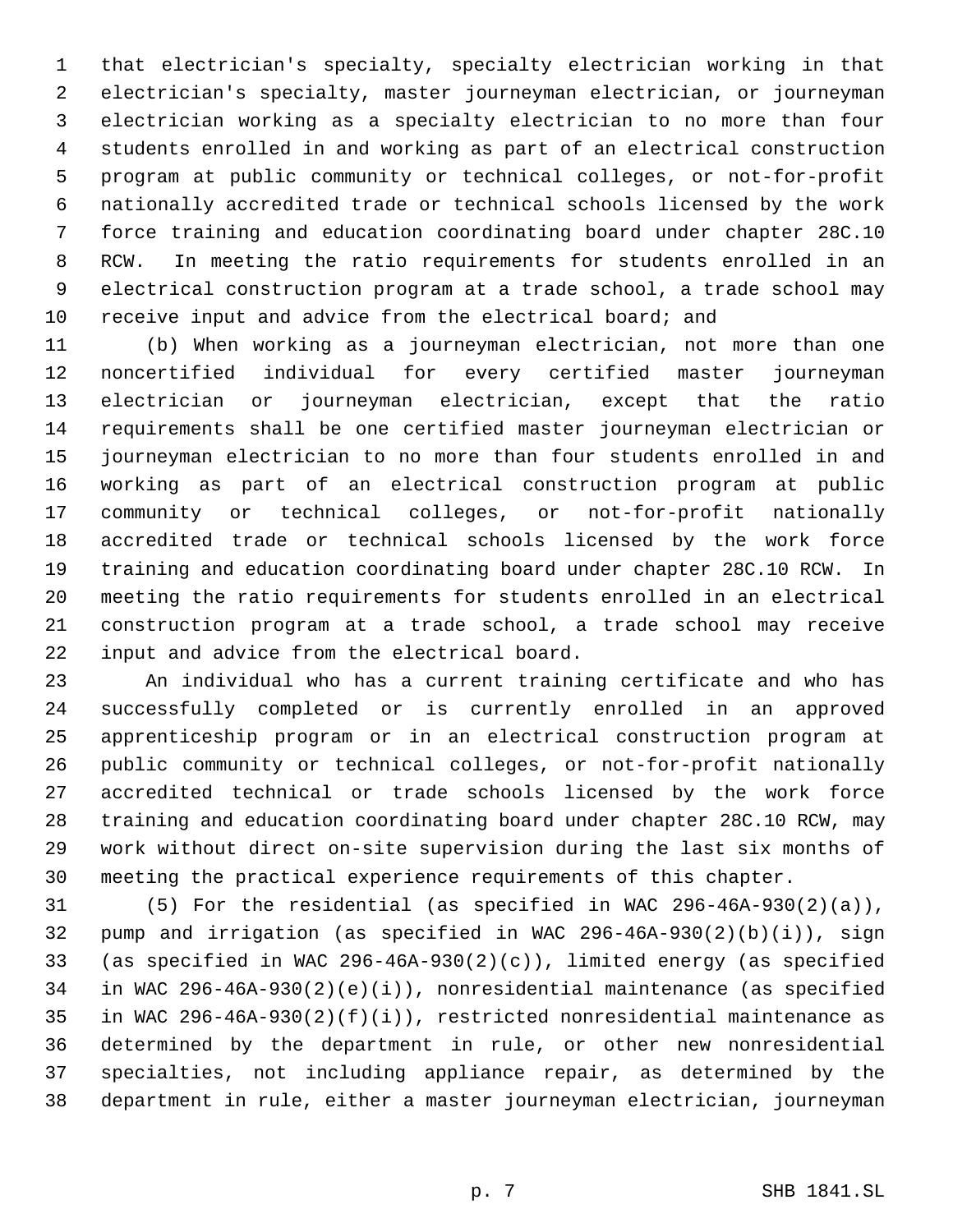that electrician's specialty, specialty electrician working in that electrician's specialty, master journeyman electrician, or journeyman electrician working as a specialty electrician to no more than four students enrolled in and working as part of an electrical construction program at public community or technical colleges, or not-for-profit nationally accredited trade or technical schools licensed by the work force training and education coordinating board under chapter 28C.10 RCW. In meeting the ratio requirements for students enrolled in an electrical construction program at a trade school, a trade school may receive input and advice from the electrical board; and

(b) When working as a journeyman electrician, not more than one noncertified individual for every certified master journeyman electrician or journeyman electrician, except that the ratio requirements shall be one certified master journeyman electrician or journeyman electrician to no more than four students enrolled in and working as part of an electrical construction program at public community or technical colleges, or not-for-profit nationally accredited trade or technical schools licensed by the work force training and education coordinating board under chapter 28C.10 RCW. In meeting the ratio requirements for students enrolled in an electrical construction program at a trade school, a trade school may receive input and advice from the electrical board.

An individual who has a current training certificate and who has successfully completed or is currently enrolled in an approved apprenticeship program or in an electrical construction program at public community or technical colleges, or not-for-profit nationally accredited technical or trade schools licensed by the work force training and education coordinating board under chapter 28C.10 RCW, may work without direct on-site supervision during the last six months of meeting the practical experience requirements of this chapter.

(5) For the residential (as specified in WAC 296-46A-930(2)(a)), pump and irrigation (as specified in WAC 296-46A-930(2)(b)(i)), sign (as specified in WAC 296-46A-930(2)(c)), limited energy (as specified in WAC 296-46A-930(2)(e)(i)), nonresidential maintenance (as specified in WAC 296-46A-930(2)(f)(i)), restricted nonresidential maintenance as determined by the department in rule, or other new nonresidential specialties, not including appliance repair, as determined by the department in rule, either a master journeyman electrician, journeyman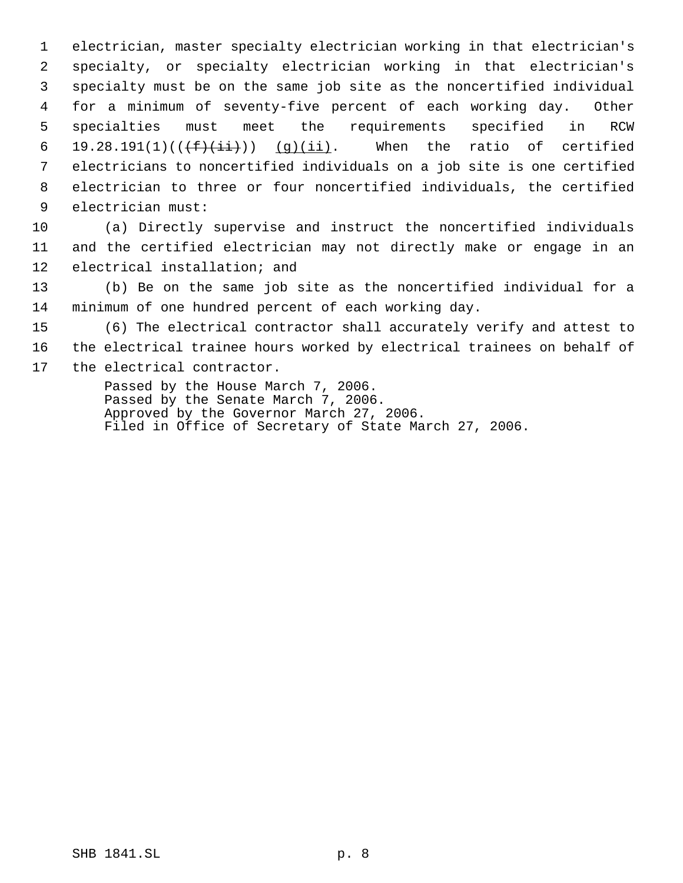electrician, master specialty electrician working in that electrician's specialty, or specialty electrician working in that electrician's specialty must be on the same job site as the noncertified individual for a minimum of seventy-five percent of each working day. Other specialties must meet the requirements specified in RCW 19.28.191(1)((~~(f)(ii)~~)) <u>(g)(ii)</u>. When the ratio of certified electricians to noncertified individuals on a job site is one certified electrician to three or four noncertified individuals, the certified electrician must:

(a) Directly supervise and instruct the noncertified individuals and the certified electrician may not directly make or engage in an electrical installation; and

(b) Be on the same job site as the noncertified individual for a minimum of one hundred percent of each working day.

(6) The electrical contractor shall accurately verify and attest to the electrical trainee hours worked by electrical trainees on behalf of the electrical contractor.

Passed by the House March 7, 2006.
Passed by the Senate March 7, 2006.
Approved by the Governor March 27, 2006.
Filed in Office of Secretary of State March 27, 2006.